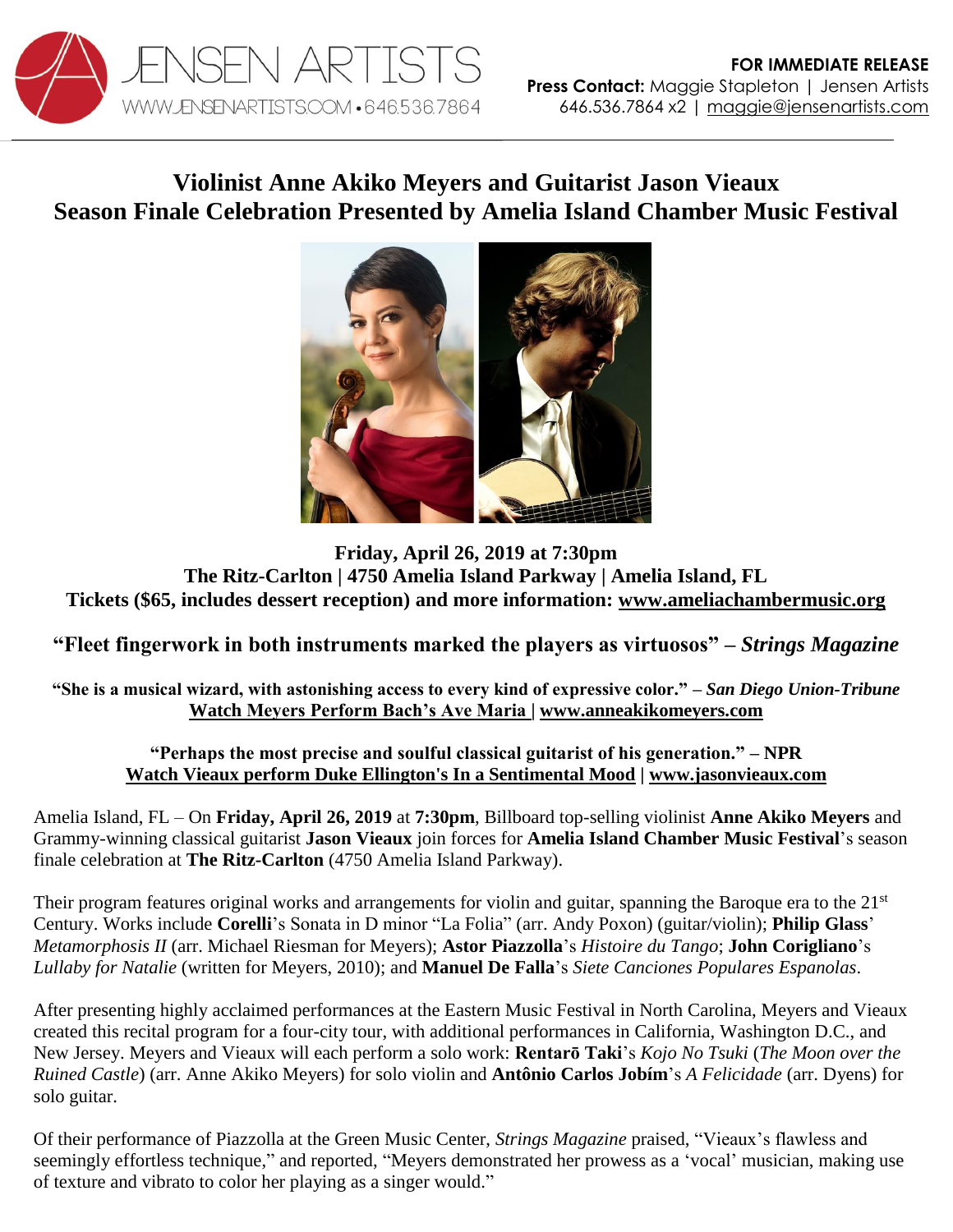JENSEN ARTISTS
WWW.JENSENARTISTS.COM • 646.536.7864

**FOR IMMEDIATE RELEASE**
**Press Contact:** Maggie Stapleton | Jensen Artists
646.536.7864 x2 | maggie@jensenartists.com

# Violinist Anne Akiko Meyers and Guitarist Jason Vieaux Season Finale Celebration Presented by Amelia Island Chamber Music Festival

**Friday, April 26, 2019 at 7:30pm**
**The Ritz-Carlton | 4750 Amelia Island Parkway | Amelia Island, FL**
**Tickets ($65, includes dessert reception) and more information: www.ameliachambermusic.org**

## "Fleet fingerwork in both instruments marked the players as virtuosos" – *Strings Magazine*

**"She is a musical wizard, with astonishing access to every kind of expressive color." – *San Diego Union-Tribune***
**Watch Meyers Perform Bach's Ave Maria | www.anneakikomeyers.com**

**"Perhaps the most precise and soulful classical guitarist of his generation." – NPR**
**Watch Vieaux perform Duke Ellington's In a Sentimental Mood | www.jasonvieaux.com**

Amelia Island, FL – On **Friday, April 26, 2019** at **7:30pm**, Billboard top-selling violinist **Anne Akiko Meyers** and Grammy-winning classical guitarist **Jason Vieaux** join forces for **Amelia Island Chamber Music Festival**'s season finale celebration at **The Ritz-Carlton** (4750 Amelia Island Parkway).

Their program features original works and arrangements for violin and guitar, spanning the Baroque era to the 21st Century. Works include **Corelli**'s Sonata in D minor "La Folia" (arr. Andy Poxon) (guitar/violin); **Philip Glass**' *Metamorphosis II* (arr. Michael Riesman for Meyers); **Astor Piazzolla**'s *Histoire du Tango*; **John Corigliano**'s *Lullaby for Natalie* (written for Meyers, 2010); and **Manuel De Falla**'s *Siete Canciones Populares Espanolas*.

After presenting highly acclaimed performances at the Eastern Music Festival in North Carolina, Meyers and Vieaux created this recital program for a four-city tour, with additional performances in California, Washington D.C., and New Jersey. Meyers and Vieaux will each perform a solo work: **Rentarō Taki**'s *Kojo No Tsuki* (*The Moon over the Ruined Castle*) (arr. Anne Akiko Meyers) for solo violin and **Antônio Carlos Jobím**'s *A Felicidade* (arr. Dyens) for solo guitar.

Of their performance of Piazzolla at the Green Music Center, *Strings Magazine* praised, "Vieaux's flawless and seemingly effortless technique," and reported, "Meyers demonstrated her prowess as a 'vocal' musician, making use of texture and vibrato to color her playing as a singer would."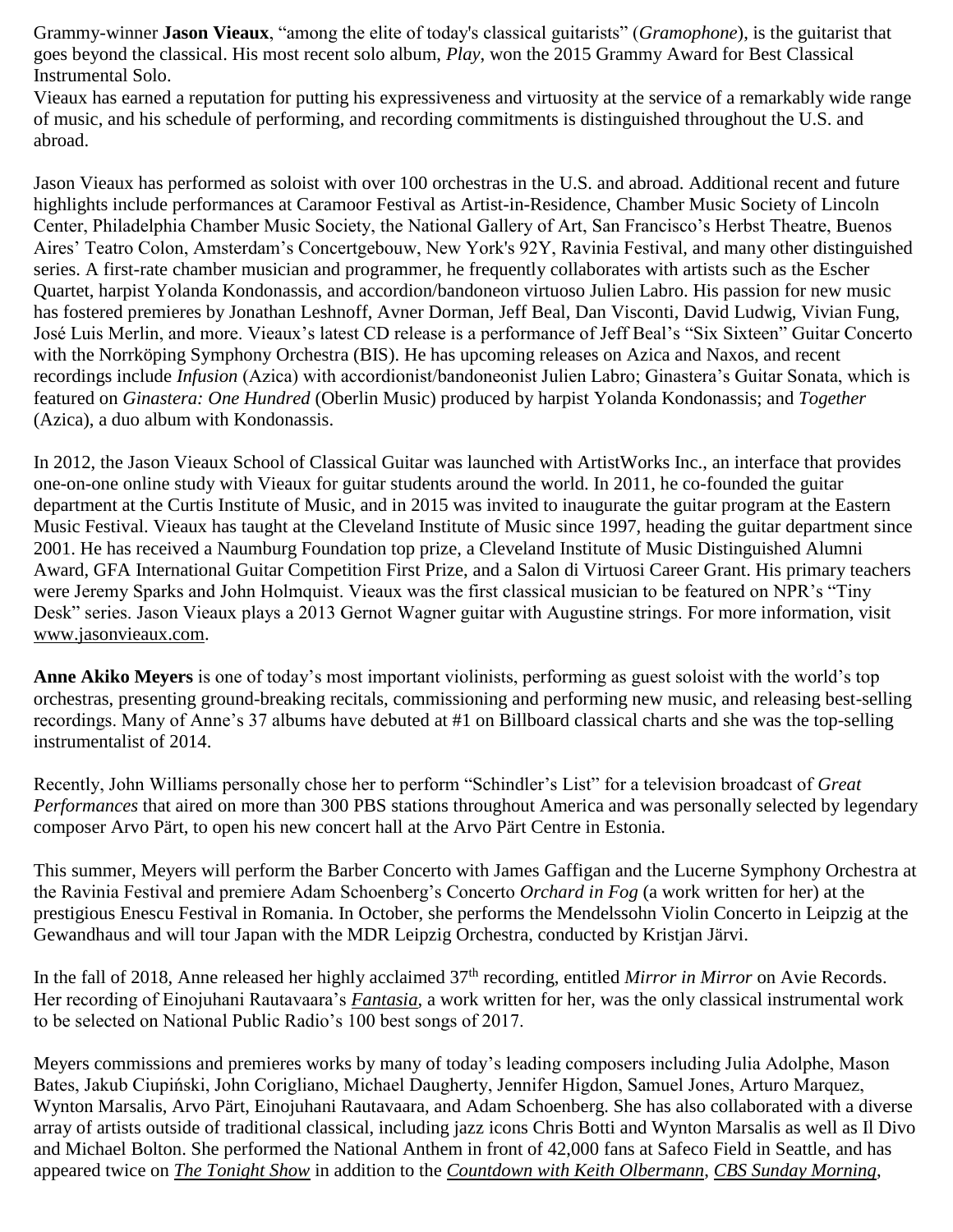Grammy-winner **Jason Vieaux**, "among the elite of today's classical guitarists" (*Gramophone*), is the guitarist that goes beyond the classical. His most recent solo album, *Play*, won the 2015 Grammy Award for Best Classical Instrumental Solo.
Vieaux has earned a reputation for putting his expressiveness and virtuosity at the service of a remarkably wide range of music, and his schedule of performing, and recording commitments is distinguished throughout the U.S. and abroad.

Jason Vieaux has performed as soloist with over 100 orchestras in the U.S. and abroad. Additional recent and future highlights include performances at Caramoor Festival as Artist-in-Residence, Chamber Music Society of Lincoln Center, Philadelphia Chamber Music Society, the National Gallery of Art, San Francisco's Herbst Theatre, Buenos Aires' Teatro Colon, Amsterdam's Concertgebouw, New York's 92Y, Ravinia Festival, and many other distinguished series. A first-rate chamber musician and programmer, he frequently collaborates with artists such as the Escher Quartet, harpist Yolanda Kondonassis, and accordion/bandoneon virtuoso Julien Labro. His passion for new music has fostered premieres by Jonathan Leshnoff, Avner Dorman, Jeff Beal, Dan Visconti, David Ludwig, Vivian Fung, José Luis Merlin, and more. Vieaux's latest CD release is a performance of Jeff Beal's "Six Sixteen" Guitar Concerto with the Norrköping Symphony Orchestra (BIS). He has upcoming releases on Azica and Naxos, and recent recordings include *Infusion* (Azica) with accordionist/bandoneonist Julien Labro; Ginastera's Guitar Sonata, which is featured on *Ginastera: One Hundred* (Oberlin Music) produced by harpist Yolanda Kondonassis; and *Together* (Azica), a duo album with Kondonassis.

In 2012, the Jason Vieaux School of Classical Guitar was launched with ArtistWorks Inc., an interface that provides one-on-one online study with Vieaux for guitar students around the world. In 2011, he co-founded the guitar department at the Curtis Institute of Music, and in 2015 was invited to inaugurate the guitar program at the Eastern Music Festival. Vieaux has taught at the Cleveland Institute of Music since 1997, heading the guitar department since 2001. He has received a Naumburg Foundation top prize, a Cleveland Institute of Music Distinguished Alumni Award, GFA International Guitar Competition First Prize, and a Salon di Virtuosi Career Grant. His primary teachers were Jeremy Sparks and John Holmquist. Vieaux was the first classical musician to be featured on NPR's "Tiny Desk" series. Jason Vieaux plays a 2013 Gernot Wagner guitar with Augustine strings. For more information, visit www.jasonvieaux.com.

**Anne Akiko Meyers** is one of today's most important violinists, performing as guest soloist with the world's top orchestras, presenting ground-breaking recitals, commissioning and performing new music, and releasing best-selling recordings. Many of Anne's 37 albums have debuted at #1 on Billboard classical charts and she was the top-selling instrumentalist of 2014.

Recently, John Williams personally chose her to perform "Schindler's List" for a television broadcast of *Great Performances* that aired on more than 300 PBS stations throughout America and was personally selected by legendary composer Arvo Pärt, to open his new concert hall at the Arvo Pärt Centre in Estonia.

This summer, Meyers will perform the Barber Concerto with James Gaffigan and the Lucerne Symphony Orchestra at the Ravinia Festival and premiere Adam Schoenberg's Concerto *Orchard in Fog* (a work written for her) at the prestigious Enescu Festival in Romania. In October, she performs the Mendelssohn Violin Concerto in Leipzig at the Gewandhaus and will tour Japan with the MDR Leipzig Orchestra, conducted by Kristjan Järvi.

In the fall of 2018, Anne released her highly acclaimed 37th recording, entitled *Mirror in Mirror* on Avie Records. Her recording of Einojuhani Rautavaara's *Fantasia*, a work written for her, was the only classical instrumental work to be selected on National Public Radio's 100 best songs of 2017.

Meyers commissions and premieres works by many of today's leading composers including Julia Adolphe, Mason Bates, Jakub Ciupiński, John Corigliano, Michael Daugherty, Jennifer Higdon, Samuel Jones, Arturo Marquez, Wynton Marsalis, Arvo Pärt, Einojuhani Rautavaara, and Adam Schoenberg. She has also collaborated with a diverse array of artists outside of traditional classical, including jazz icons Chris Botti and Wynton Marsalis as well as Il Divo and Michael Bolton. She performed the National Anthem in front of 42,000 fans at Safeco Field in Seattle, and has appeared twice on *The Tonight Show* in addition to the *Countdown with Keith Olbermann*, *CBS Sunday Morning*,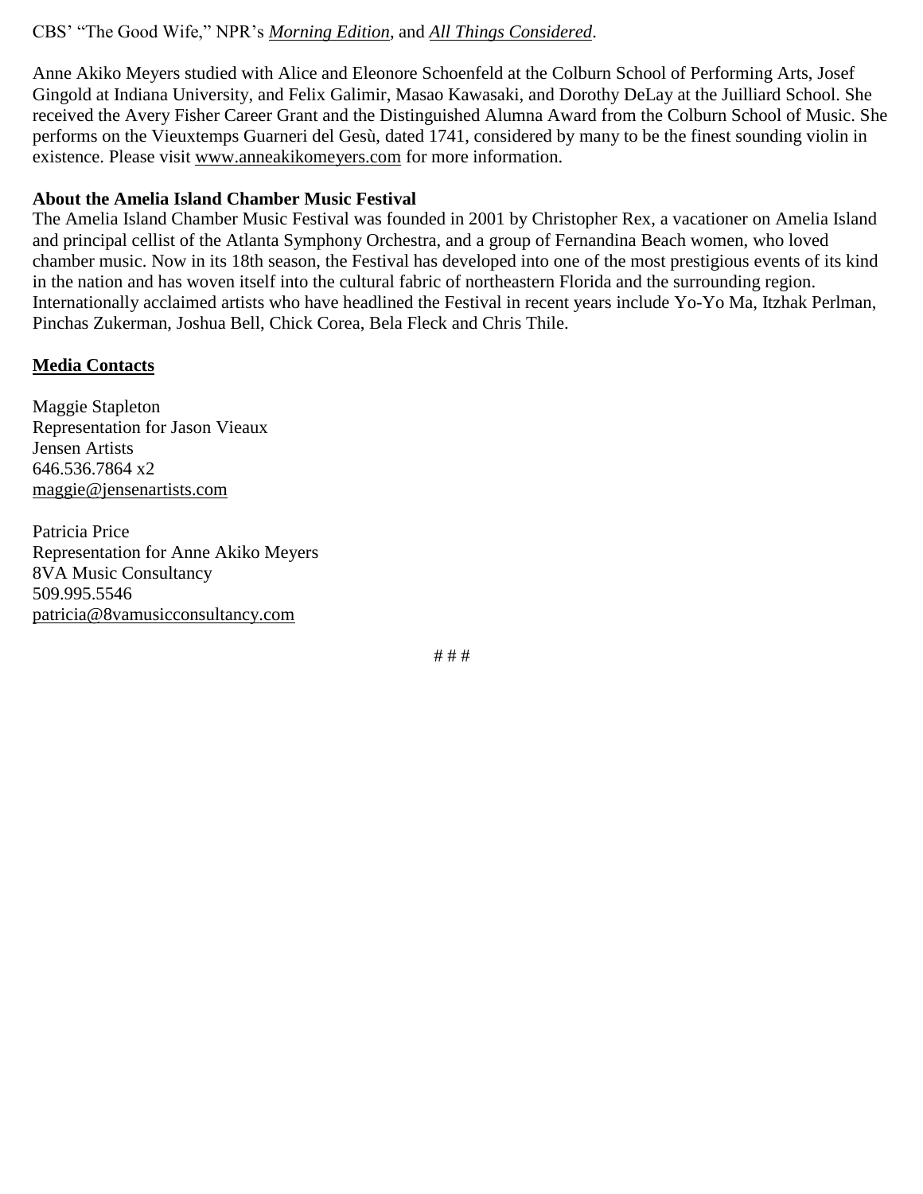CBS' "The Good Wife," NPR's *Morning Edition*, and *All Things Considered*.

Anne Akiko Meyers studied with Alice and Eleonore Schoenfeld at the Colburn School of Performing Arts, Josef Gingold at Indiana University, and Felix Galimir, Masao Kawasaki, and Dorothy DeLay at the Juilliard School. She received the Avery Fisher Career Grant and the Distinguished Alumna Award from the Colburn School of Music. She performs on the Vieuxtemps Guarneri del Gesù, dated 1741, considered by many to be the finest sounding violin in existence. Please visit www.anneakikomeyers.com for more information.

**About the Amelia Island Chamber Music Festival**

The Amelia Island Chamber Music Festival was founded in 2001 by Christopher Rex, a vacationer on Amelia Island and principal cellist of the Atlanta Symphony Orchestra, and a group of Fernandina Beach women, who loved chamber music. Now in its 18th season, the Festival has developed into one of the most prestigious events of its kind in the nation and has woven itself into the cultural fabric of northeastern Florida and the surrounding region. Internationally acclaimed artists who have headlined the Festival in recent years include Yo-Yo Ma, Itzhak Perlman, Pinchas Zukerman, Joshua Bell, Chick Corea, Bela Fleck and Chris Thile.

**Media Contacts**

Maggie Stapleton
Representation for Jason Vieaux
Jensen Artists
646.536.7864 x2
maggie@jensenartists.com

Patricia Price
Representation for Anne Akiko Meyers
8VA Music Consultancy
509.995.5546
patricia@8vamusicconsultancy.com

# # #